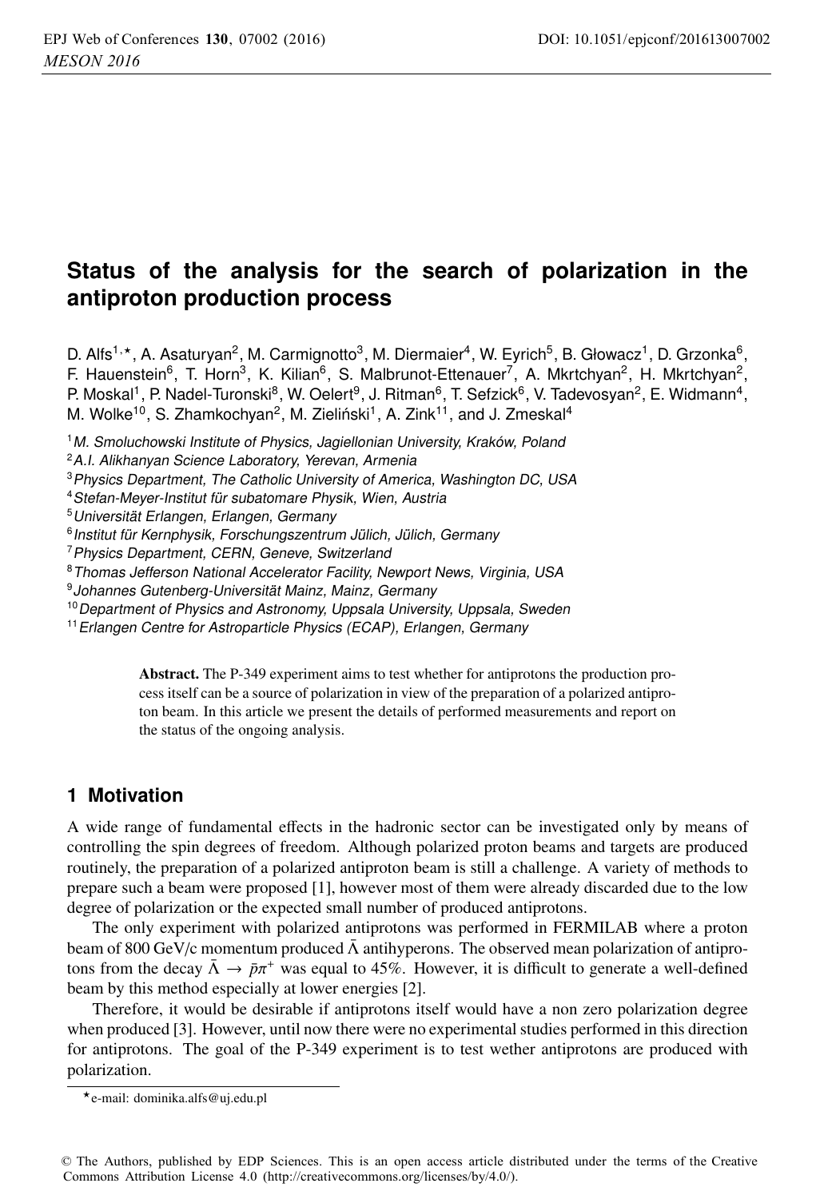# Status of the analysis for the search of polarization in the antiproton production process

D. Alfs[1,⋆], A. Asaturyan[2], M. Carmignotto[3], M. Diermaier[4], W. Eyrich[5], B. Głowacz[1], D. Grzonka[6], F. Hauenstein[6], T. Horn[3], K. Kilian[6], S. Malbrunot-Ettenauer[7], A. Mkrtchyan[2], H. Mkrtchyan[2], P. Moskal[1], P. Nadel-Turonski[8], W. Oelert[9], J. Ritman[6], T. Sefzick[6], V. Tadevosyan[2], E. Widmann[4], M. Wolke[10], S. Zhamkochyan[2], M. Zieliński[1], A. Zink[11], and J. Zmeskal[4]

[1] *M. Smoluchowski Institute of Physics, Jagiellonian University, Kraków, Poland*
[2] *A.I. Alikhanyan Science Laboratory, Yerevan, Armenia*
[3] *Physics Department, The Catholic University of America, Washington DC, USA*
[4] *Stefan-Meyer-Institut für subatomare Physik, Wien, Austria*
[5] *Universität Erlangen, Erlangen, Germany*
[6] *Institut für Kernphysik, Forschungszentrum Jülich, Jülich, Germany*
[7] *Physics Department, CERN, Geneve, Switzerland*
[8] *Thomas Jefferson National Accelerator Facility, Newport News, Virginia, USA*
[9] *Johannes Gutenberg-Universität Mainz, Mainz, Germany*
[10] *Department of Physics and Astronomy, Uppsala University, Uppsala, Sweden*
[11] *Erlangen Centre for Astroparticle Physics (ECAP), Erlangen, Germany*

**Abstract.** The P-349 experiment aims to test whether for antiprotons the production process itself can be a source of polarization in view of the preparation of a polarized antiproton beam. In this article we present the details of performed measurements and report on the status of the ongoing analysis.

## 1 Motivation

A wide range of fundamental effects in the hadronic sector can be investigated only by means of controlling the spin degrees of freedom. Although polarized proton beams and targets are produced routinely, the preparation of a polarized antiproton beam is still a challenge. A variety of methods to prepare such a beam were proposed [1], however most of them were already discarded due to the low degree of polarization or the expected small number of produced antiprotons.

The only experiment with polarized antiprotons was performed in FERMILAB where a proton beam of 800 GeV/c momentum produced $\bar{\Lambda}$ antihyperons. The observed mean polarization of antiprotons from the decay $\bar{\Lambda} \rightarrow \bar{p}\pi^{+}$ was equal to 45%. However, it is difficult to generate a well-defined beam by this method especially at lower energies [2].

Therefore, it would be desirable if antiprotons itself would have a non zero polarization degree when produced [3]. However, until now there were no experimental studies performed in this direction for antiprotons. The goal of the P-349 experiment is to test wether antiprotons are produced with polarization.

⋆e-mail: dominika.alfs@uj.edu.pl

© The Authors, published by EDP Sciences. This is an open access article distributed under the terms of the Creative Commons Attribution License 4.0 (http://creativecommons.org/licenses/by/4.0/).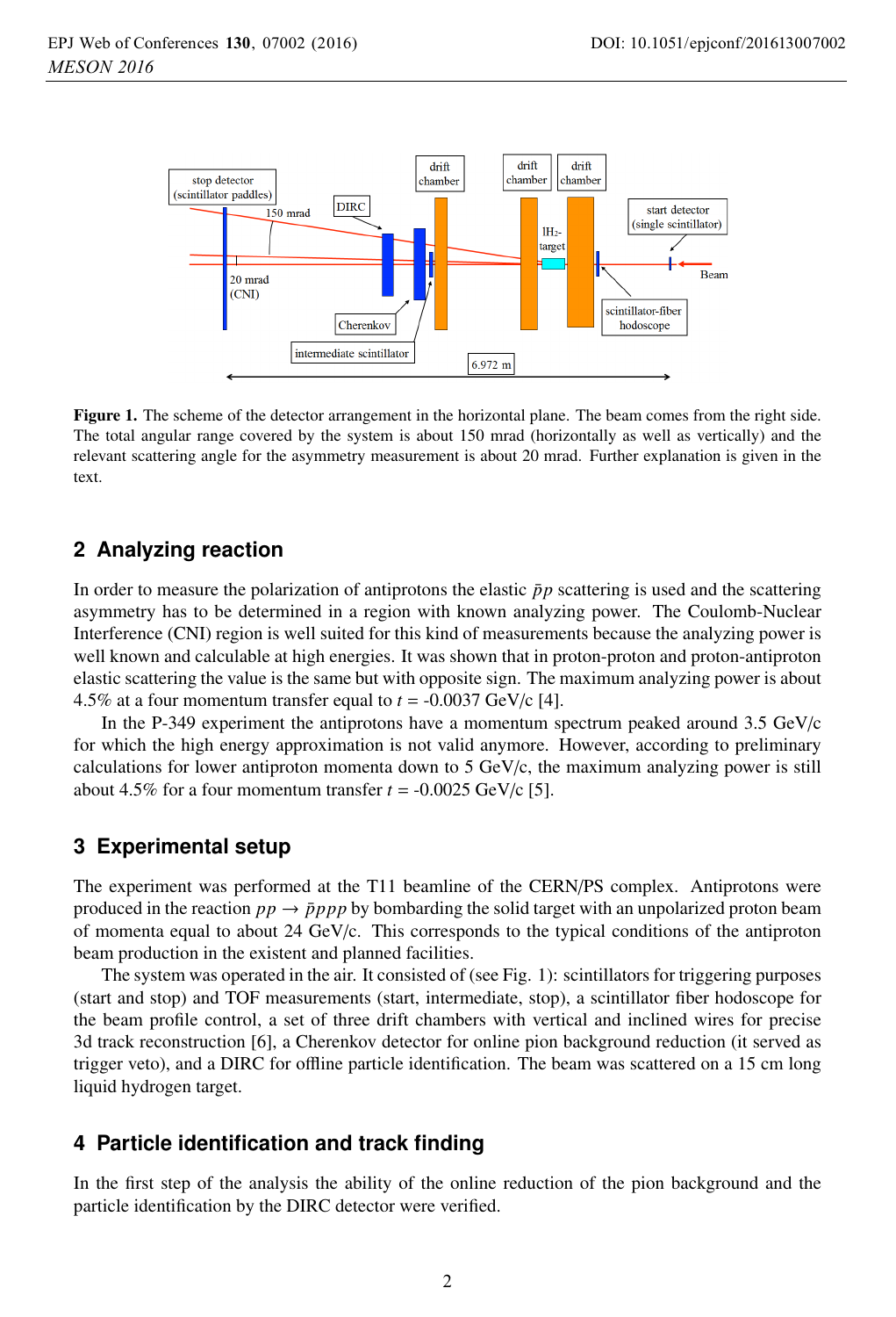Figure 1. The scheme of the detector arrangement in the horizontal plane. The beam comes from the right side. The total angular range covered by the system is about 150 mrad (horizontally as well as vertically) and the relevant scattering angle for the asymmetry measurement is about 20 mrad. Further explanation is given in the text.

## 2 Analyzing reaction

In order to measure the polarization of antiprotons the elastic $\bar{p}p$ scattering is used and the scattering asymmetry has to be determined in a region with known analyzing power. The Coulomb-Nuclear Interference (CNI) region is well suited for this kind of measurements because the analyzing power is well known and calculable at high energies. It was shown that in proton-proton and proton-antiproton elastic scattering the value is the same but with opposite sign. The maximum analyzing power is about 4.5% at a four momentum transfer equal to $t$ = -0.0037 GeV/c [4].

In the P-349 experiment the antiprotons have a momentum spectrum peaked around 3.5 GeV/c for which the high energy approximation is not valid anymore. However, according to preliminary calculations for lower antiproton momenta down to 5 GeV/c, the maximum analyzing power is still about 4.5% for a four momentum transfer $t$ = -0.0025 GeV/c [5].

## 3 Experimental setup

The experiment was performed at the T11 beamline of the CERN/PS complex. Antiprotons were produced in the reaction $pp \to \bar{p}ppp$ by bombarding the solid target with an unpolarized proton beam of momenta equal to about 24 GeV/c. This corresponds to the typical conditions of the antiproton beam production in the existent and planned facilities.

The system was operated in the air. It consisted of (see Fig. 1): scintillators for triggering purposes (start and stop) and TOF measurements (start, intermediate, stop), a scintillator fiber hodoscope for the beam profile control, a set of three drift chambers with vertical and inclined wires for precise 3d track reconstruction [6], a Cherenkov detector for online pion background reduction (it served as trigger veto), and a DIRC for offline particle identification. The beam was scattered on a 15 cm long liquid hydrogen target.

## 4 Particle identification and track finding

In the first step of the analysis the ability of the online reduction of the pion background and the particle identification by the DIRC detector were verified.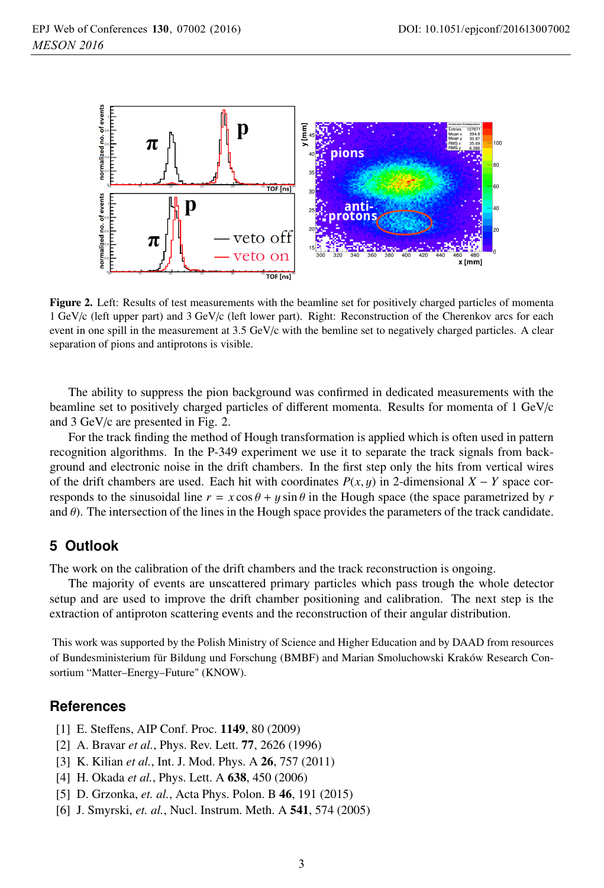π

p

normalized no. of events

TOF [ns]

π

p

— veto off

— veto on

normalized no. of events

TOF [ns]

pions

anti-protons

y [mm]

x [mm]

Entries 127071
Mean x 394.8
Mean y 30.87
RMS x 35.69
RMS y 6.396

**Figure 2.** Left: Results of test measurements with the beamline set for positively charged particles of momenta 1 GeV/c (left upper part) and 3 GeV/c (left lower part). Right: Reconstruction of the Cherenkov arcs for each event in one spill in the measurement at 3.5 GeV/c with the bemline set to negatively charged particles. A clear separation of pions and antiprotons is visible.

The ability to suppress the pion background was confirmed in dedicated measurements with the beamline set to positively charged particles of different momenta. Results for momenta of 1 GeV/c and 3 GeV/c are presented in Fig. 2.

For the track finding the method of Hough transformation is applied which is often used in pattern recognition algorithms. In the P-349 experiment we use it to separate the track signals from background and electronic noise in the drift chambers. In the first step only the hits from vertical wires of the drift chambers are used. Each hit with coordinates $P(x, y)$ in 2-dimensional $X - Y$ space corresponds to the sinusoidal line $r = x \cos\theta + y \sin\theta$ in the Hough space (the space parametrized by $r$ and $\theta$). The intersection of the lines in the Hough space provides the parameters of the track candidate.

## 5 Outlook

The work on the calibration of the drift chambers and the track reconstruction is ongoing.

The majority of events are unscattered primary particles which pass trough the whole detector setup and are used to improve the drift chamber positioning and calibration. The next step is the extraction of antiproton scattering events and the reconstruction of their angular distribution.

This work was supported by the Polish Ministry of Science and Higher Education and by DAAD from resources of Bundesministerium für Bildung und Forschung (BMBF) and Marian Smoluchowski Kraków Research Consortium "Matter–Energy–Future" (KNOW).

## References

[1] E. Steffens, AIP Conf. Proc. **1149**, 80 (2009)

[2] A. Bravar *et al.*, Phys. Rev. Lett. **77**, 2626 (1996)

[3] K. Kilian *et al.*, Int. J. Mod. Phys. A **26**, 757 (2011)

[4] H. Okada *et al.*, Phys. Lett. A **638**, 450 (2006)

[5] D. Grzonka, *et. al.*, Acta Phys. Polon. B **46**, 191 (2015)

[6] J. Smyrski, *et. al.*, Nucl. Instrum. Meth. A **541**, 574 (2005)